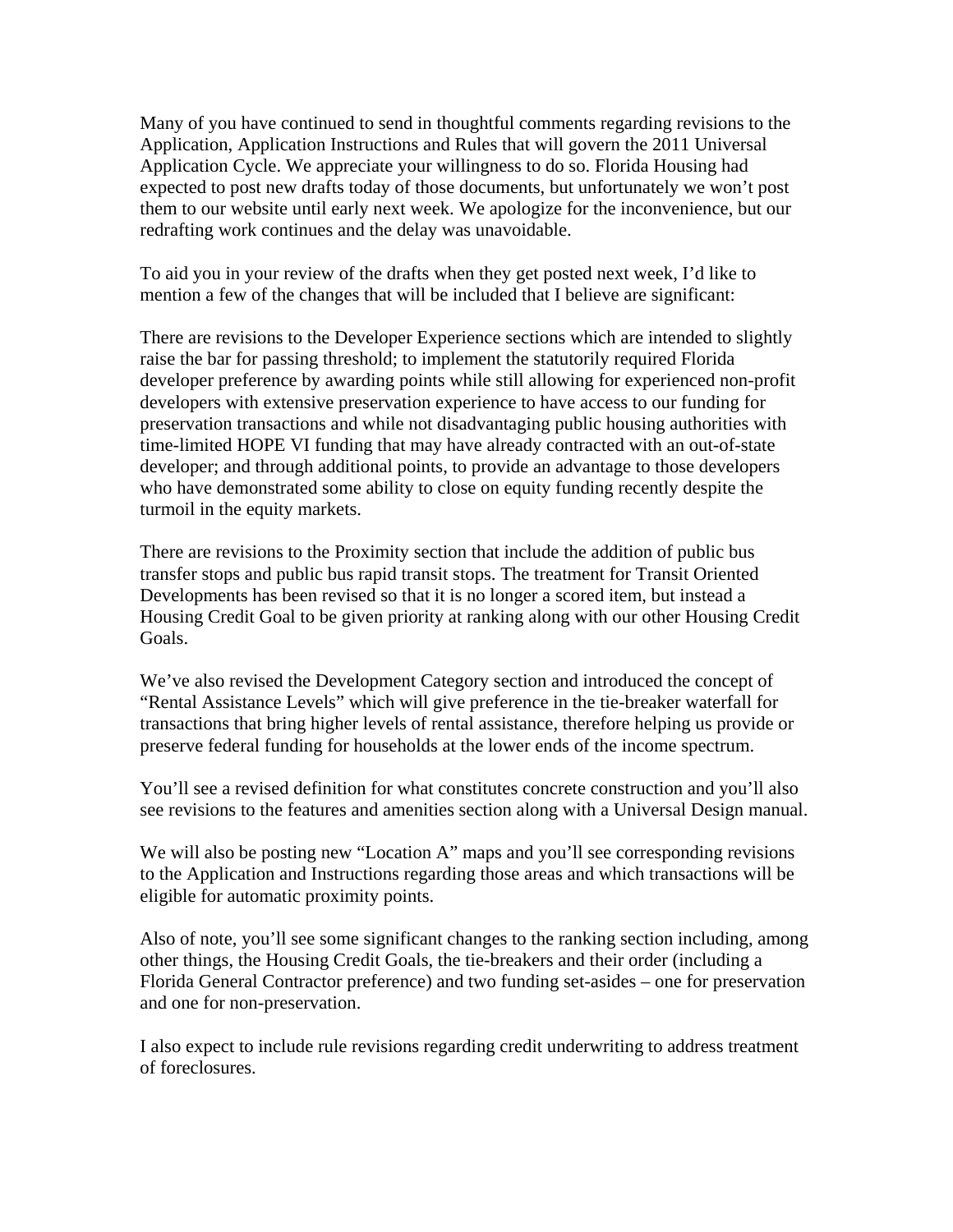Many of you have continued to send in thoughtful comments regarding revisions to the Application, Application Instructions and Rules that will govern the 2011 Universal Application Cycle. We appreciate your willingness to do so. Florida Housing had expected to post new drafts today of those documents, but unfortunately we won't post them to our website until early next week. We apologize for the inconvenience, but our redrafting work continues and the delay was unavoidable.

To aid you in your review of the drafts when they get posted next week, I'd like to mention a few of the changes that will be included that I believe are significant:

There are revisions to the Developer Experience sections which are intended to slightly raise the bar for passing threshold; to implement the statutorily required Florida developer preference by awarding points while still allowing for experienced non-profit developers with extensive preservation experience to have access to our funding for preservation transactions and while not disadvantaging public housing authorities with time-limited HOPE VI funding that may have already contracted with an out-of-state developer; and through additional points, to provide an advantage to those developers who have demonstrated some ability to close on equity funding recently despite the turmoil in the equity markets.

There are revisions to the Proximity section that include the addition of public bus transfer stops and public bus rapid transit stops. The treatment for Transit Oriented Developments has been revised so that it is no longer a scored item, but instead a Housing Credit Goal to be given priority at ranking along with our other Housing Credit Goals.

We've also revised the Development Category section and introduced the concept of "Rental Assistance Levels" which will give preference in the tie-breaker waterfall for transactions that bring higher levels of rental assistance, therefore helping us provide or preserve federal funding for households at the lower ends of the income spectrum.

You'll see a revised definition for what constitutes concrete construction and you'll also see revisions to the features and amenities section along with a Universal Design manual.

We will also be posting new "Location A" maps and you'll see corresponding revisions to the Application and Instructions regarding those areas and which transactions will be eligible for automatic proximity points.

Also of note, you'll see some significant changes to the ranking section including, among other things, the Housing Credit Goals, the tie-breakers and their order (including a Florida General Contractor preference) and two funding set-asides – one for preservation and one for non-preservation.

I also expect to include rule revisions regarding credit underwriting to address treatment of foreclosures.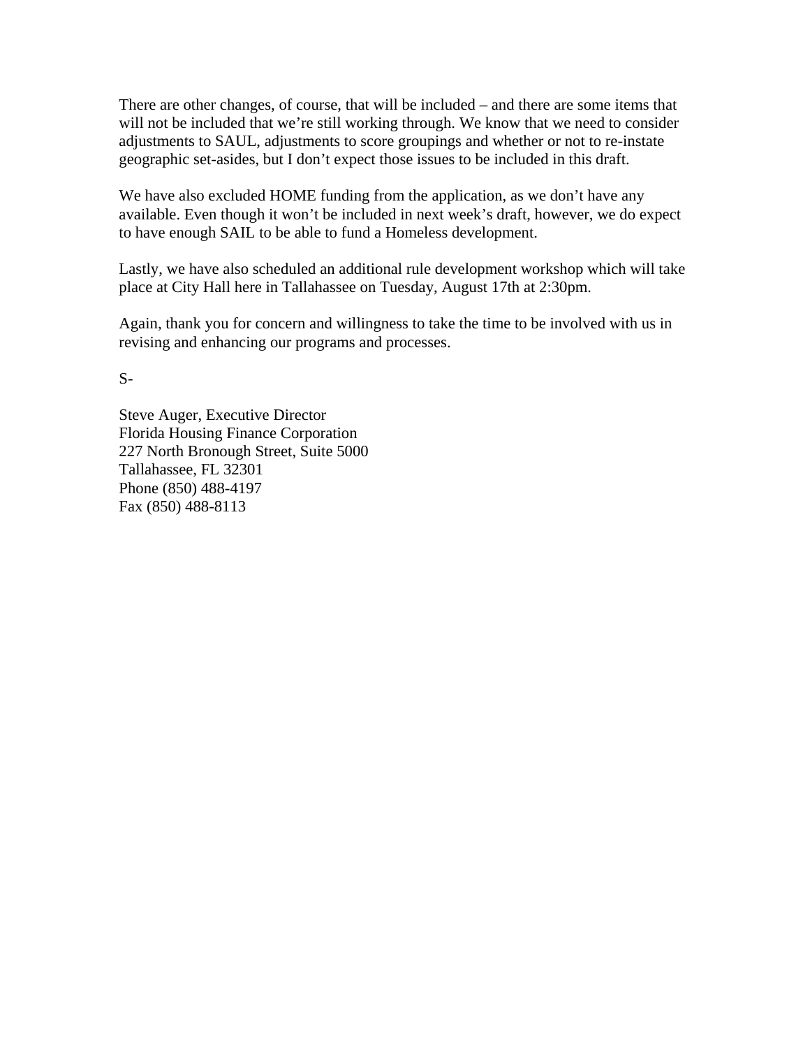There are other changes, of course, that will be included – and there are some items that will not be included that we're still working through. We know that we need to consider adjustments to SAUL, adjustments to score groupings and whether or not to re-instate geographic set-asides, but I don't expect those issues to be included in this draft.

We have also excluded HOME funding from the application, as we don't have any available. Even though it won't be included in next week's draft, however, we do expect to have enough SAIL to be able to fund a Homeless development.

Lastly, we have also scheduled an additional rule development workshop which will take place at City Hall here in Tallahassee on Tuesday, August 17th at 2:30pm.

Again, thank you for concern and willingness to take the time to be involved with us in revising and enhancing our programs and processes.

S-

Steve Auger, Executive Director
Florida Housing Finance Corporation
227 North Bronough Street, Suite 5000
Tallahassee, FL 32301
Phone (850) 488-4197
Fax (850) 488-8113